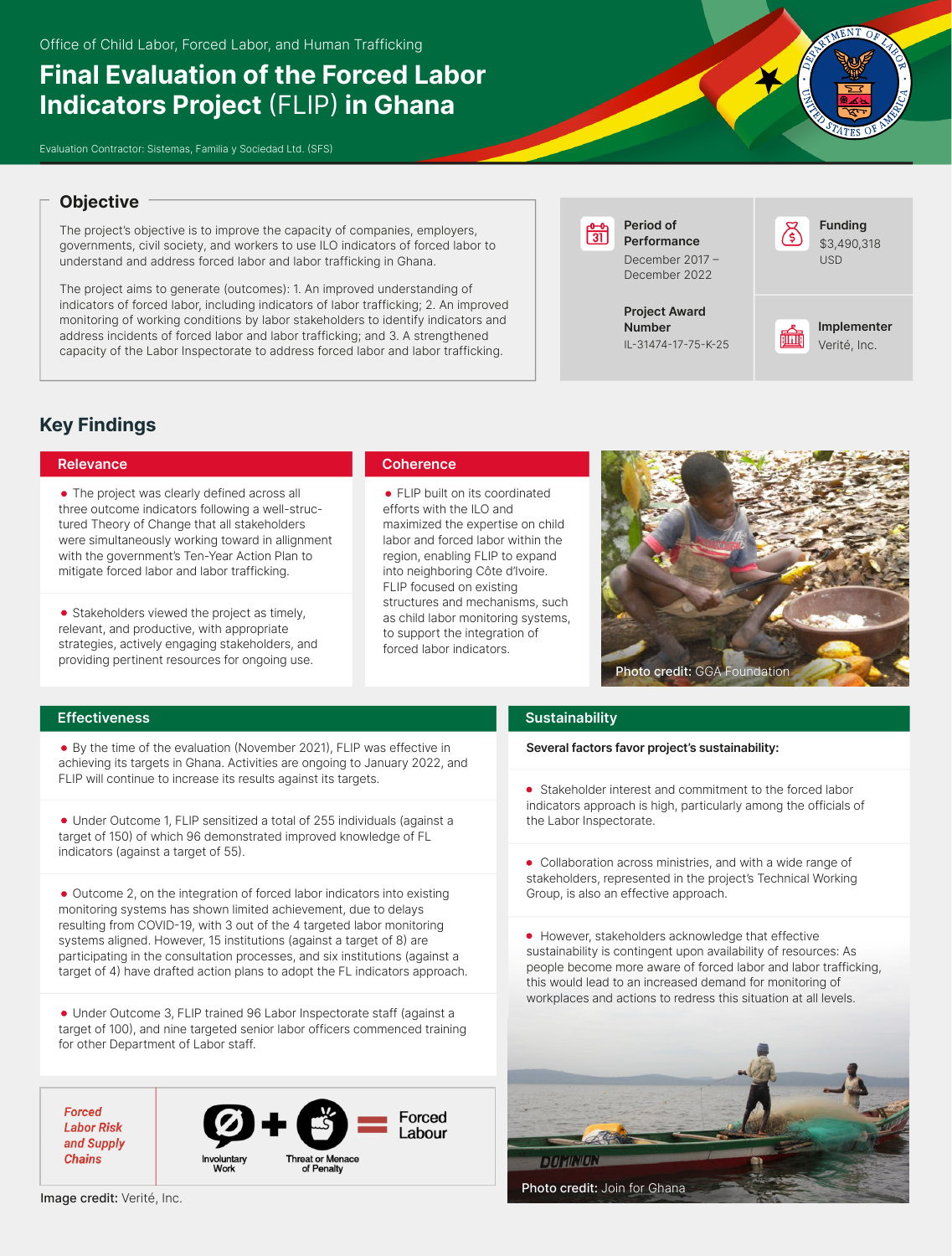Office of Child Labor, Forced Labor, and Human Trafficking

# Final Evaluation of the Forced Labor Indicators Project (FLIP) in Ghana

Evaluation Contractor: Sistemas, Familia y Sociedad Ltd. (SFS)

## Objective

The project's objective is to improve the capacity of companies, employers, governments, civil society, and workers to use ILO indicators of forced labor to understand and address forced labor and labor trafficking in Ghana.

The project aims to generate (outcomes): 1. An improved understanding of indicators of forced labor, including indicators of labor trafficking; 2. An improved monitoring of working conditions by labor stakeholders to identify indicators and address incidents of forced labor and labor trafficking; and 3. A strengthened capacity of the Labor Inspectorate to address forced labor and labor trafficking.

**Period of Performance**
December 2017 – December 2022

**Funding**
$3,490,318 USD

**Project Award Number**
IL-31474-17-75-K-25

**Implementer**
Verité, Inc.

## Key Findings

### Relevance

- The project was clearly defined across all three outcome indicators following a well-structured Theory of Change that all stakeholders were simultaneously working toward in allignment with the government's Ten-Year Action Plan to mitigate forced labor and labor trafficking.
- Stakeholders viewed the project as timely, relevant, and productive, with appropriate strategies, actively engaging stakeholders, and providing pertinent resources for ongoing use.

### Coherence

- FLIP built on its coordinated efforts with the ILO and maximized the expertise on child labor and forced labor within the region, enabling FLIP to expand into neighboring Côte d'Ivoire. FLIP focused on existing structures and mechanisms, such as child labor monitoring systems, to support the integration of forced labor indicators.

**Photo credit:** GGA Foundation

### Effectiveness

- By the time of the evaluation (November 2021), FLIP was effective in achieving its targets in Ghana. Activities are ongoing to January 2022, and FLIP will continue to increase its results against its targets.
- Under Outcome 1, FLIP sensitized a total of 255 individuals (against a target of 150) of which 96 demonstrated improved knowledge of FL indicators (against a target of 55).
- Outcome 2, on the integration of forced labor indicators into existing monitoring systems has shown limited achievement, due to delays resulting from COVID-19, with 3 out of the 4 targeted labor monitoring systems aligned. However, 15 institutions (against a target of 8) are participating in the consultation processes, and six institutions (against a target of 4) have drafted action plans to adopt the FL indicators approach.
- Under Outcome 3, FLIP trained 96 Labor Inspectorate staff (against a target of 100), and nine targeted senior labor officers commenced training for other Department of Labor staff.

*Forced Labor Risk and Supply Chains*

Involuntary Work + Threat or Menace of Penalty = Forced Labour

**Image credit:** Verité, Inc.

### Sustainability

**Several factors favor project's sustainability:**

- Stakeholder interest and commitment to the forced labor indicators approach is high, particularly among the officials of the Labor Inspectorate.
- Collaboration across ministries, and with a wide range of stakeholders, represented in the project's Technical Working Group, is also an effective approach.
- However, stakeholders acknowledge that effective sustainability is contingent upon availability of resources: As people become more aware of forced labor and labor trafficking, this would lead to an increased demand for monitoring of workplaces and actions to redress this situation at all levels.

**Photo credit:** Join for Ghana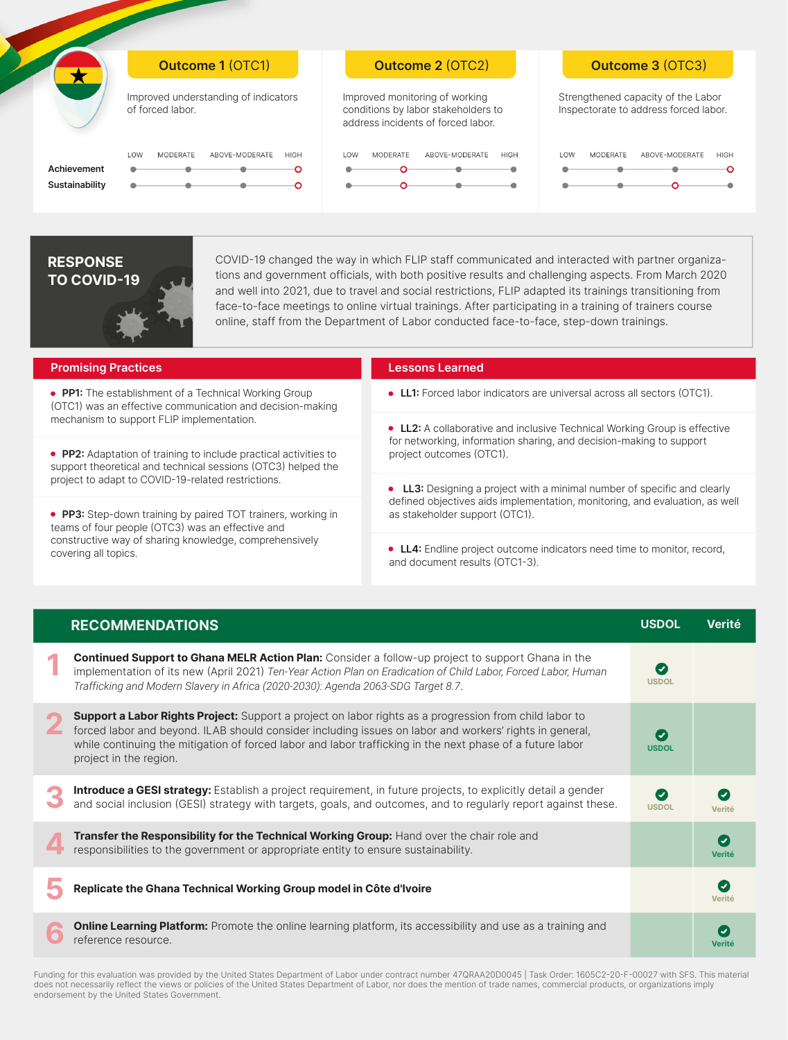## Outcome 1 (OTC1)

Improved understanding of indicators of forced labor.

LOW MODERATE ABOVE-MODERATE HIGH

Achievement

Sustainability

## Outcome 2 (OTC2)

Improved monitoring of working conditions by labor stakeholders to address incidents of forced labor.

LOW MODERATE ABOVE-MODERATE HIGH

## Outcome 3 (OTC3)

Strengthened capacity of the Labor Inspectorate to address forced labor.

LOW MODERATE ABOVE-MODERATE HIGH

## RESPONSE TO COVID-19

COVID-19 changed the way in which FLIP staff communicated and interacted with partner organizations and government officials, with both positive results and challenging aspects. From March 2020 and well into 2021, due to travel and social restrictions, FLIP adapted its trainings transitioning from face-to-face meetings to online virtual trainings. After participating in a training of trainers course online, staff from the Department of Labor conducted face-to-face, step-down trainings.

## Promising Practices

- **PP1:** The establishment of a Technical Working Group (OTC1) was an effective communication and decision-making mechanism to support FLIP implementation.
- **PP2:** Adaptation of training to include practical activities to support theoretical and technical sessions (OTC3) helped the project to adapt to COVID-19-related restrictions.
- **PP3:** Step-down training by paired TOT trainers, working in teams of four people (OTC3) was an effective and constructive way of sharing knowledge, comprehensively covering all topics.

## Lessons Learned

- **LL1:** Forced labor indicators are universal across all sectors (OTC1).
- **LL2:** A collaborative and inclusive Technical Working Group is effective for networking, information sharing, and decision-making to support project outcomes (OTC1).
- **LL3:** Designing a project with a minimal number of specific and clearly defined objectives aids implementation, monitoring, and evaluation, as well as stakeholder support (OTC1).
- **LL4:** Endline project outcome indicators need time to monitor, record, and document results (OTC1-3).

| | RECOMMENDATIONS | USDOL | Verité |
|---|---|---|---|
| 1 | **Continued Support to Ghana MELR Action Plan:** Consider a follow-up project to support Ghana in the implementation of its new (April 2021) *Ten-Year Action Plan on Eradication of Child Labor, Forced Labor, Human Trafficking and Modern Slavery in Africa (2020-2030): Agenda 2063-SDG Target 8.7.* | ✓ USDOL | |
| 2 | **Support a Labor Rights Project:** Support a project on labor rights as a progression from child labor to forced labor and beyond. ILAB should consider including issues on labor and workers' rights in general, while continuing the mitigation of forced labor and labor trafficking in the next phase of a future labor project in the region. | ✓ USDOL | |
| 3 | **Introduce a GESI strategy:** Establish a project requirement, in future projects, to explicitly detail a gender and social inclusion (GESI) strategy with targets, goals, and outcomes, and to regularly report against these. | ✓ USDOL | ✓ Verité |
| 4 | **Transfer the Responsibility for the Technical Working Group:** Hand over the chair role and responsibilities to the government or appropriate entity to ensure sustainability. | | ✓ Verité |
| 5 | **Replicate the Ghana Technical Working Group model in Côte d'Ivoire** | | ✓ Verité |
| 6 | **Online Learning Platform:** Promote the online learning platform, its accessibility and use as a training and reference resource. | | ✓ Verité |

Funding for this evaluation was provided by the United States Department of Labor under contract number 47QRAA20D0045 | Task Order: 1605C2-20-F-00027 with SFS. This material does not necessarily reflect the views or policies of the United States Department of Labor, nor does the mention of trade names, commercial products, or organizations imply endorsement by the United States Government.